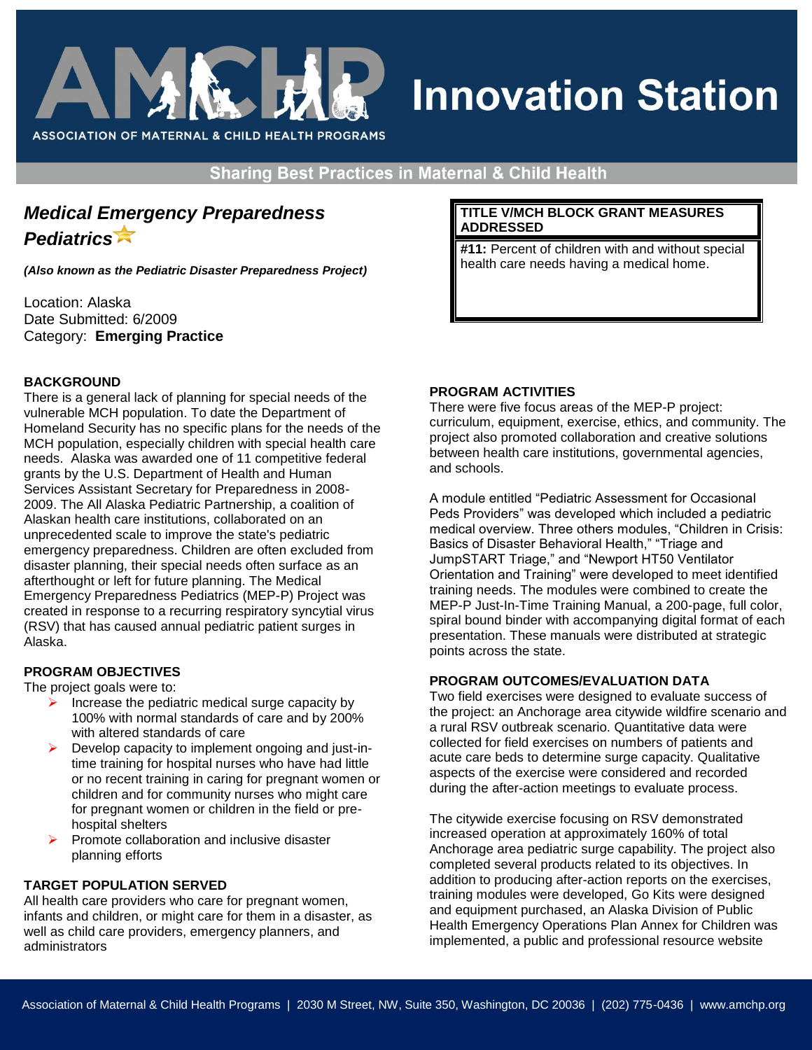# Innovation Station

ASSOCIATION OF MATERNAL & CHILD HEALTH PROGRAMS

Sharing Best Practices in Maternal & Child Health

## *Medical Emergency Preparedness Pediatrics*

***(Also known as the Pediatric Disaster Preparedness Project)***

Location: Alaska
Date Submitted: 6/2009
Category: **Emerging Practice**

| TITLE V/MCH BLOCK GRANT MEASURES ADDRESSED |
| --- |
| **#11:** Percent of children with and without special health care needs having a medical home. |

### BACKGROUND

There is a general lack of planning for special needs of the vulnerable MCH population. To date the Department of Homeland Security has no specific plans for the needs of the MCH population, especially children with special health care needs. Alaska was awarded one of 11 competitive federal grants by the U.S. Department of Health and Human Services Assistant Secretary for Preparedness in 2008-2009. The All Alaska Pediatric Partnership, a coalition of Alaskan health care institutions, collaborated on an unprecedented scale to improve the state's pediatric emergency preparedness. Children are often excluded from disaster planning, their special needs often surface as an afterthought or left for future planning. The Medical Emergency Preparedness Pediatrics (MEP-P) Project was created in response to a recurring respiratory syncytial virus (RSV) that has caused annual pediatric patient surges in Alaska.

### PROGRAM OBJECTIVES

The project goals were to:

- Increase the pediatric medical surge capacity by 100% with normal standards of care and by 200% with altered standards of care
- Develop capacity to implement ongoing and just-in-time training for hospital nurses who have had little or no recent training in caring for pregnant women or children and for community nurses who might care for pregnant women or children in the field or pre-hospital shelters
- Promote collaboration and inclusive disaster planning efforts

### TARGET POPULATION SERVED

All health care providers who care for pregnant women, infants and children, or might care for them in a disaster, as well as child care providers, emergency planners, and administrators

### PROGRAM ACTIVITIES

There were five focus areas of the MEP-P project: curriculum, equipment, exercise, ethics, and community. The project also promoted collaboration and creative solutions between health care institutions, governmental agencies, and schools.

A module entitled "Pediatric Assessment for Occasional Peds Providers" was developed which included a pediatric medical overview. Three others modules, "Children in Crisis: Basics of Disaster Behavioral Health," "Triage and JumpSTART Triage," and "Newport HT50 Ventilator Orientation and Training" were developed to meet identified training needs. The modules were combined to create the MEP-P Just-In-Time Training Manual, a 200-page, full color, spiral bound binder with accompanying digital format of each presentation. These manuals were distributed at strategic points across the state.

### PROGRAM OUTCOMES/EVALUATION DATA

Two field exercises were designed to evaluate success of the project: an Anchorage area citywide wildfire scenario and a rural RSV outbreak scenario. Quantitative data were collected for field exercises on numbers of patients and acute care beds to determine surge capacity. Qualitative aspects of the exercise were considered and recorded during the after-action meetings to evaluate process.

The citywide exercise focusing on RSV demonstrated increased operation at approximately 160% of total Anchorage area pediatric surge capability. The project also completed several products related to its objectives. In addition to producing after-action reports on the exercises, training modules were developed, Go Kits were designed and equipment purchased, an Alaska Division of Public Health Emergency Operations Plan Annex for Children was implemented, a public and professional resource website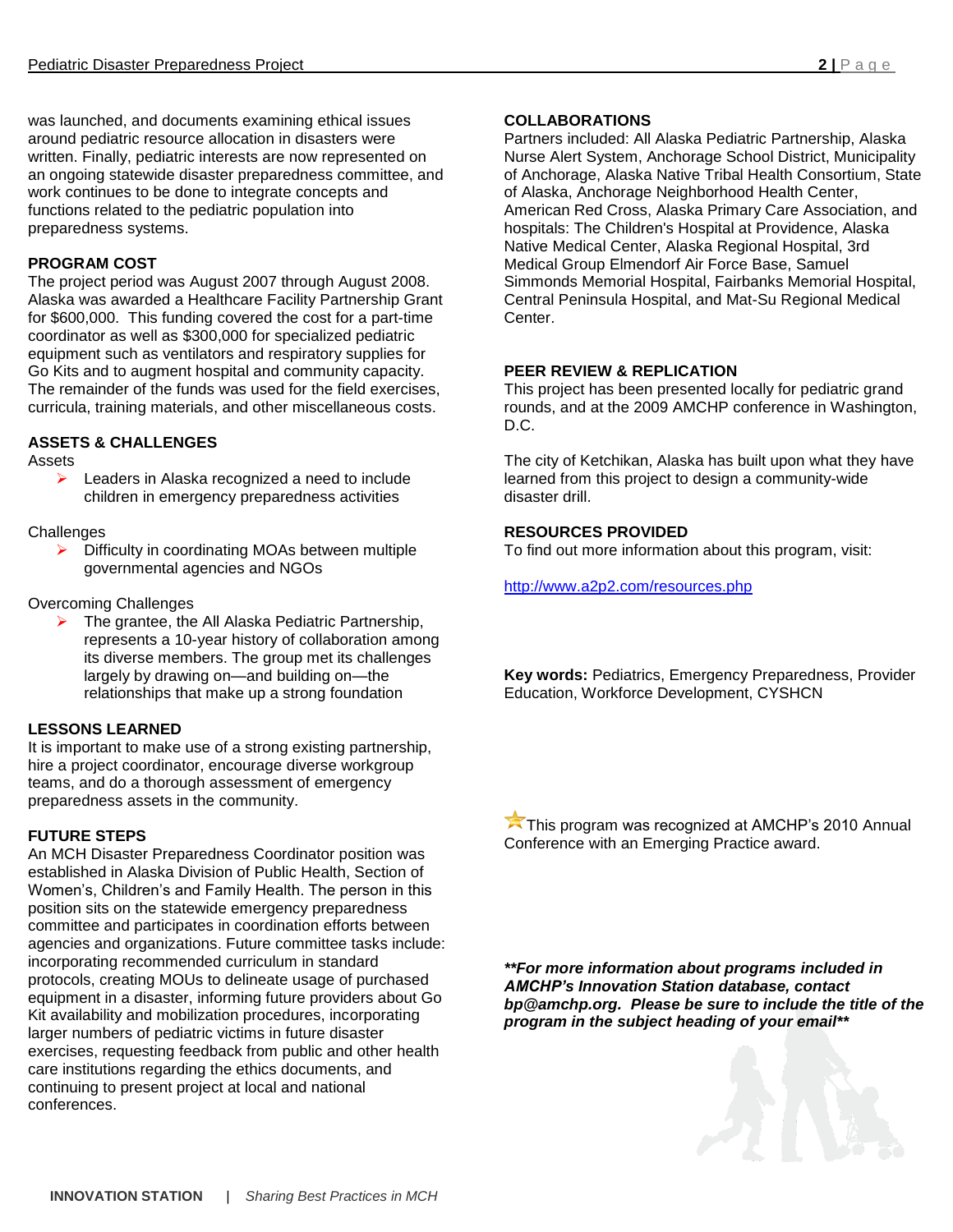was launched, and documents examining ethical issues around pediatric resource allocation in disasters were written. Finally, pediatric interests are now represented on an ongoing statewide disaster preparedness committee, and work continues to be done to integrate concepts and functions related to the pediatric population into preparedness systems.

## PROGRAM COST

The project period was August 2007 through August 2008. Alaska was awarded a Healthcare Facility Partnership Grant for $600,000. This funding covered the cost for a part-time coordinator as well as $300,000 for specialized pediatric equipment such as ventilators and respiratory supplies for Go Kits and to augment hospital and community capacity. The remainder of the funds was used for the field exercises, curricula, training materials, and other miscellaneous costs.

## ASSETS & CHALLENGES

Assets

- Leaders in Alaska recognized a need to include children in emergency preparedness activities

Challenges

- Difficulty in coordinating MOAs between multiple governmental agencies and NGOs

Overcoming Challenges

- The grantee, the All Alaska Pediatric Partnership, represents a 10-year history of collaboration among its diverse members. The group met its challenges largely by drawing on—and building on—the relationships that make up a strong foundation

## LESSONS LEARNED

It is important to make use of a strong existing partnership, hire a project coordinator, encourage diverse workgroup teams, and do a thorough assessment of emergency preparedness assets in the community.

## FUTURE STEPS

An MCH Disaster Preparedness Coordinator position was established in Alaska Division of Public Health, Section of Women's, Children's and Family Health. The person in this position sits on the statewide emergency preparedness committee and participates in coordination efforts between agencies and organizations. Future committee tasks include: incorporating recommended curriculum in standard protocols, creating MOUs to delineate usage of purchased equipment in a disaster, informing future providers about Go Kit availability and mobilization procedures, incorporating larger numbers of pediatric victims in future disaster exercises, requesting feedback from public and other health care institutions regarding the ethics documents, and continuing to present project at local and national conferences.

## COLLABORATIONS

Partners included: All Alaska Pediatric Partnership, Alaska Nurse Alert System, Anchorage School District, Municipality of Anchorage, Alaska Native Tribal Health Consortium, State of Alaska, Anchorage Neighborhood Health Center, American Red Cross, Alaska Primary Care Association, and hospitals: The Children's Hospital at Providence, Alaska Native Medical Center, Alaska Regional Hospital, 3rd Medical Group Elmendorf Air Force Base, Samuel Simmonds Memorial Hospital, Fairbanks Memorial Hospital, Central Peninsula Hospital, and Mat-Su Regional Medical Center.

## PEER REVIEW & REPLICATION

This project has been presented locally for pediatric grand rounds, and at the 2009 AMCHP conference in Washington, D.C.

The city of Ketchikan, Alaska has built upon what they have learned from this project to design a community-wide disaster drill.

## RESOURCES PROVIDED

To find out more information about this program, visit:

http://www.a2p2.com/resources.php

**Key words:** Pediatrics, Emergency Preparedness, Provider Education, Workforce Development, CYSHCN

This program was recognized at AMCHP's 2010 Annual Conference with an Emerging Practice award.

***\*\*For more information about programs included in AMCHP's Innovation Station database, contact bp@amchp.org. Please be sure to include the title of the program in the subject heading of your email\*\****